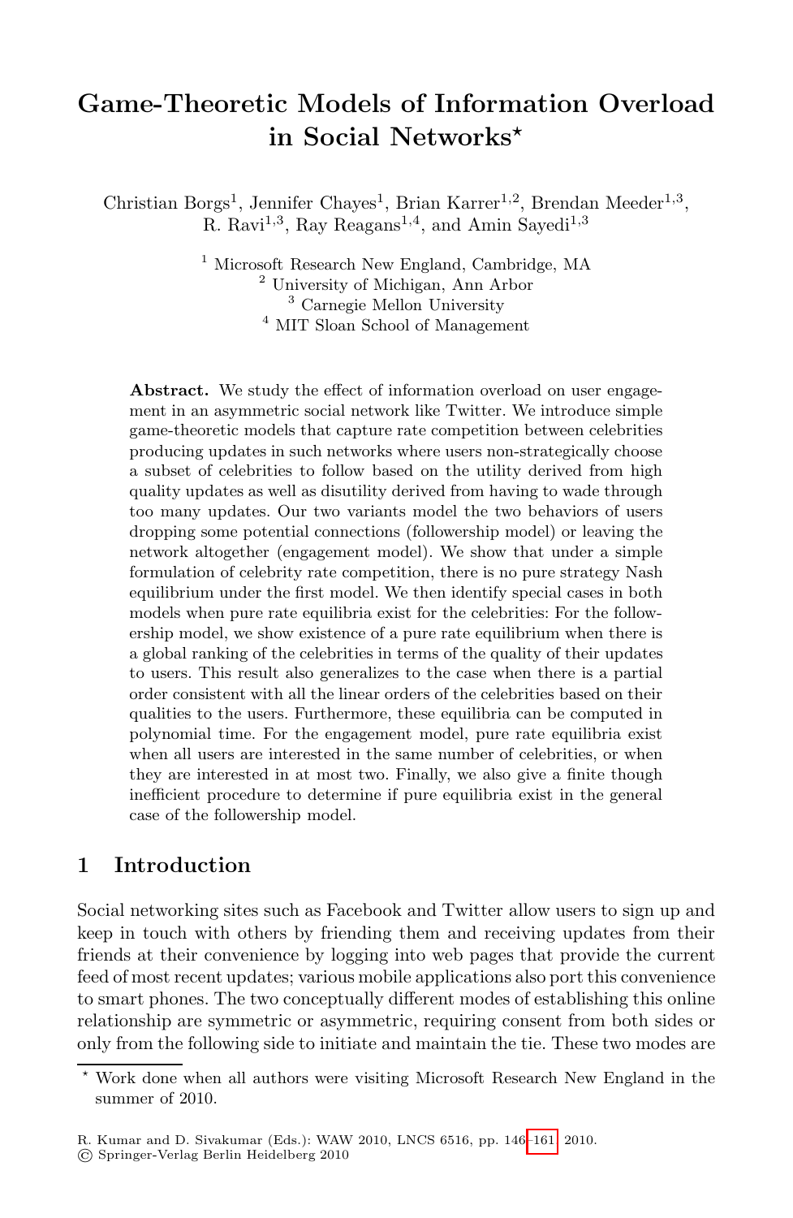# Game-Theoretic Models of Information Overload in Social Networks*

Christian Borgs[1], Jennifer Chayes[1], Brian Karrer[1,2], Brendan Meeder[1,3], R. Ravi[1,3], Ray Reagans[1,4], and Amin Sayedi[1,3]

[1] Microsoft Research New England, Cambridge, MA
[2] University of Michigan, Ann Arbor
[3] Carnegie Mellon University
[4] MIT Sloan School of Management

**Abstract.** We study the effect of information overload on user engagement in an asymmetric social network like Twitter. We introduce simple game-theoretic models that capture rate competition between celebrities producing updates in such networks where users non-strategically choose a subset of celebrities to follow based on the utility derived from high quality updates as well as disutility derived from having to wade through too many updates. Our two variants model the two behaviors of users dropping some potential connections (followership model) or leaving the network altogether (engagement model). We show that under a simple formulation of celebrity rate competition, there is no pure strategy Nash equilibrium under the first model. We then identify special cases in both models when pure rate equilibria exist for the celebrities: For the followership model, we show existence of a pure rate equilibrium when there is a global ranking of the celebrities in terms of the quality of their updates to users. This result also generalizes to the case when there is a partial order consistent with all the linear orders of the celebrities based on their qualities to the users. Furthermore, these equilibria can be computed in polynomial time. For the engagement model, pure rate equilibria exist when all users are interested in the same number of celebrities, or when they are interested in at most two. Finally, we also give a finite though inefficient procedure to determine if pure equilibria exist in the general case of the followership model.

## 1 Introduction

Social networking sites such as Facebook and Twitter allow users to sign up and keep in touch with others by friending them and receiving updates from their friends at their convenience by logging into web pages that provide the current feed of most recent updates; various mobile applications also port this convenience to smart phones. The two conceptually different modes of establishing this online relationship are symmetric or asymmetric, requiring consent from both sides or only from the following side to initiate and maintain the tie. These two modes are

* Work done when all authors were visiting Microsoft Research New England in the summer of 2010.

R. Kumar and D. Sivakumar (Eds.): WAW 2010, LNCS 6516, pp. 146–161, 2010.
© Springer-Verlag Berlin Heidelberg 2010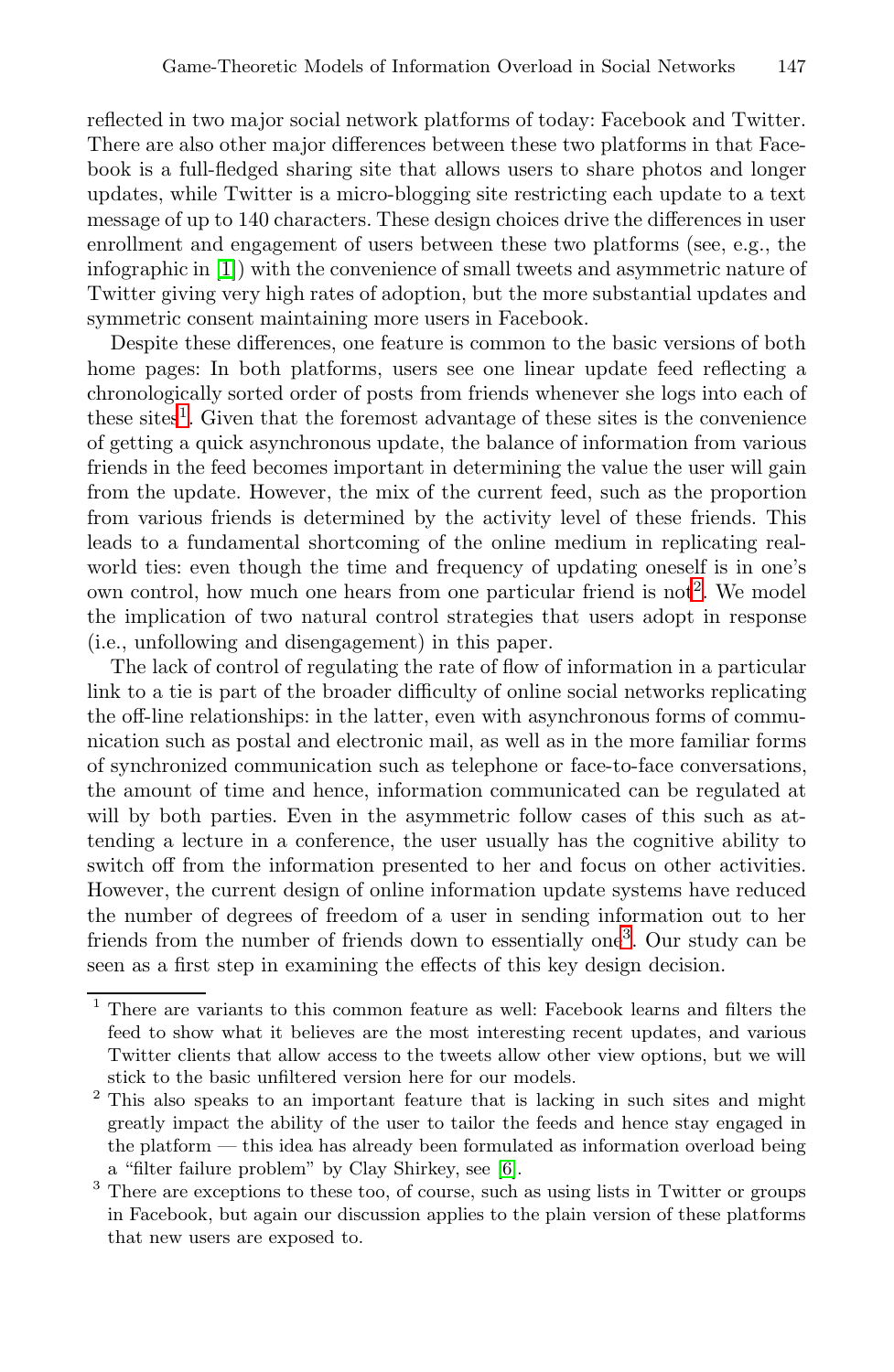reflected in two major social network platforms of today: Facebook and Twitter. There are also other major differences between these two platforms in that Facebook is a full-fledged sharing site that allows users to share photos and longer updates, while Twitter is a micro-blogging site restricting each update to a text message of up to 140 characters. These design choices drive the differences in user enrollment and engagement of users between these two platforms (see, e.g., the infographic in [1]) with the convenience of small tweets and asymmetric nature of Twitter giving very high rates of adoption, but the more substantial updates and symmetric consent maintaining more users in Facebook.

Despite these differences, one feature is common to the basic versions of both home pages: In both platforms, users see one linear update feed reflecting a chronologically sorted order of posts from friends whenever she logs into each of these sites[1]. Given that the foremost advantage of these sites is the convenience of getting a quick asynchronous update, the balance of information from various friends in the feed becomes important in determining the value the user will gain from the update. However, the mix of the current feed, such as the proportion from various friends is determined by the activity level of these friends. This leads to a fundamental shortcoming of the online medium in replicating real-world ties: even though the time and frequency of updating oneself is in one's own control, how much one hears from one particular friend is not[2]. We model the implication of two natural control strategies that users adopt in response (i.e., unfollowing and disengagement) in this paper.

The lack of control of regulating the rate of flow of information in a particular link to a tie is part of the broader difficulty of online social networks replicating the off-line relationships: in the latter, even with asynchronous forms of communication such as postal and electronic mail, as well as in the more familiar forms of synchronized communication such as telephone or face-to-face conversations, the amount of time and hence, information communicated can be regulated at will by both parties. Even in the asymmetric follow cases of this such as attending a lecture in a conference, the user usually has the cognitive ability to switch off from the information presented to her and focus on other activities. However, the current design of online information update systems have reduced the number of degrees of freedom of a user in sending information out to her friends from the number of friends down to essentially one[3]. Our study can be seen as a first step in examining the effects of this key design decision.

[1] There are variants to this common feature as well: Facebook learns and filters the feed to show what it believes are the most interesting recent updates, and various Twitter clients that allow access to the tweets allow other view options, but we will stick to the basic unfiltered version here for our models.

[2] This also speaks to an important feature that is lacking in such sites and might greatly impact the ability of the user to tailor the feeds and hence stay engaged in the platform — this idea has already been formulated as information overload being a "filter failure problem" by Clay Shirkey, see [6].

[3] There are exceptions to these too, of course, such as using lists in Twitter or groups in Facebook, but again our discussion applies to the plain version of these platforms that new users are exposed to.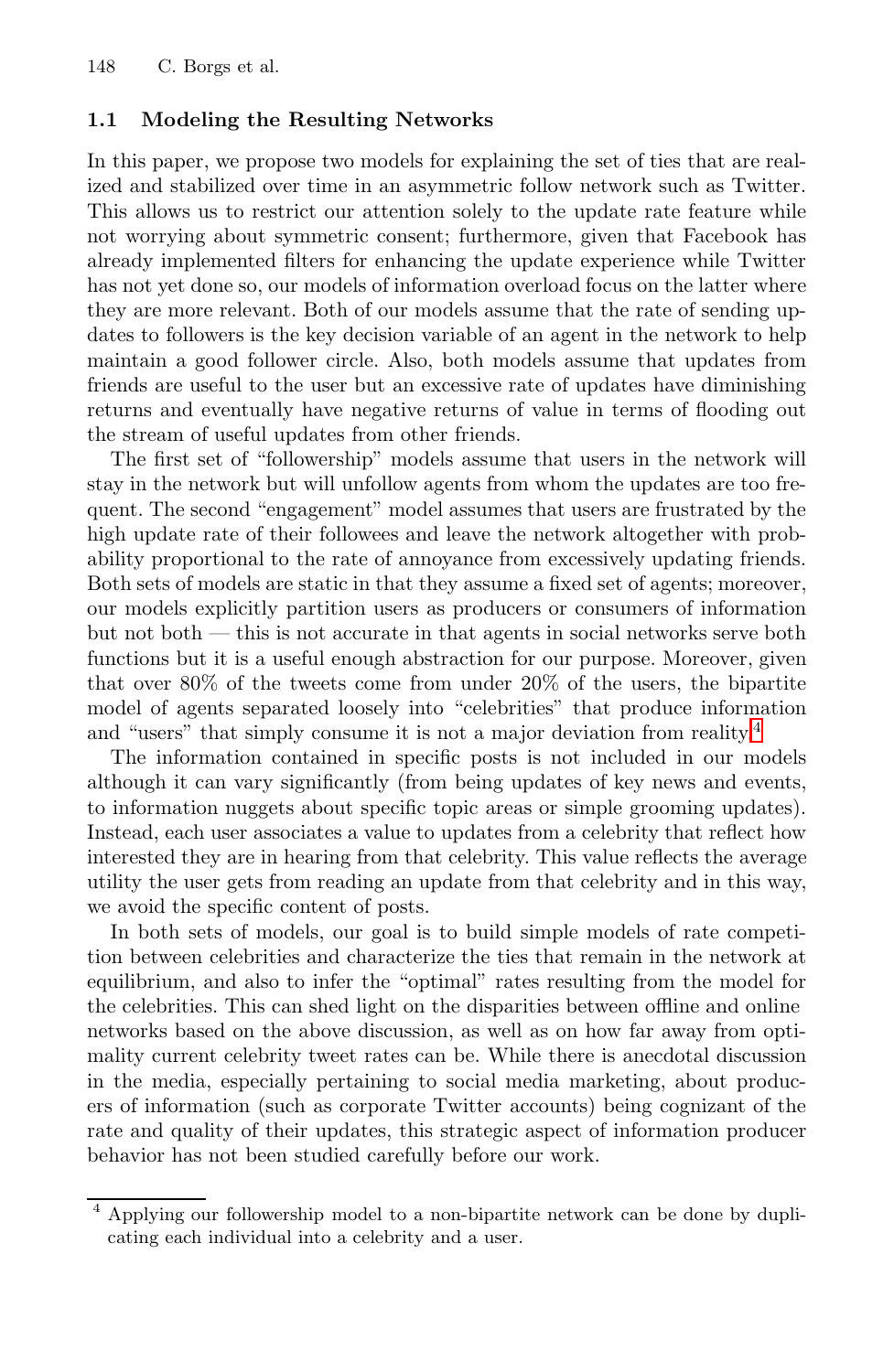### 1.1 Modeling the Resulting Networks

In this paper, we propose two models for explaining the set of ties that are realized and stabilized over time in an asymmetric follow network such as Twitter. This allows us to restrict our attention solely to the update rate feature while not worrying about symmetric consent; furthermore, given that Facebook has already implemented filters for enhancing the update experience while Twitter has not yet done so, our models of information overload focus on the latter where they are more relevant. Both of our models assume that the rate of sending updates to followers is the key decision variable of an agent in the network to help maintain a good follower circle. Also, both models assume that updates from friends are useful to the user but an excessive rate of updates have diminishing returns and eventually have negative returns of value in terms of flooding out the stream of useful updates from other friends.

The first set of "followership" models assume that users in the network will stay in the network but will unfollow agents from whom the updates are too frequent. The second "engagement" model assumes that users are frustrated by the high update rate of their followees and leave the network altogether with probability proportional to the rate of annoyance from excessively updating friends. Both sets of models are static in that they assume a fixed set of agents; moreover, our models explicitly partition users as producers or consumers of information but not both — this is not accurate in that agents in social networks serve both functions but it is a useful enough abstraction for our purpose. Moreover, given that over 80% of the tweets come from under 20% of the users, the bipartite model of agents separated loosely into "celebrities" that produce information and "users" that simply consume it is not a major deviation from reality.[4]

The information contained in specific posts is not included in our models although it can vary significantly (from being updates of key news and events, to information nuggets about specific topic areas or simple grooming updates). Instead, each user associates a value to updates from a celebrity that reflect how interested they are in hearing from that celebrity. This value reflects the average utility the user gets from reading an update from that celebrity and in this way, we avoid the specific content of posts.

In both sets of models, our goal is to build simple models of rate competition between celebrities and characterize the ties that remain in the network at equilibrium, and also to infer the "optimal" rates resulting from the model for the celebrities. This can shed light on the disparities between offline and online networks based on the above discussion, as well as on how far away from optimality current celebrity tweet rates can be. While there is anecdotal discussion in the media, especially pertaining to social media marketing, about producers of information (such as corporate Twitter accounts) being cognizant of the rate and quality of their updates, this strategic aspect of information producer behavior has not been studied carefully before our work.

[4] Applying our followership model to a non-bipartite network can be done by duplicating each individual into a celebrity and a user.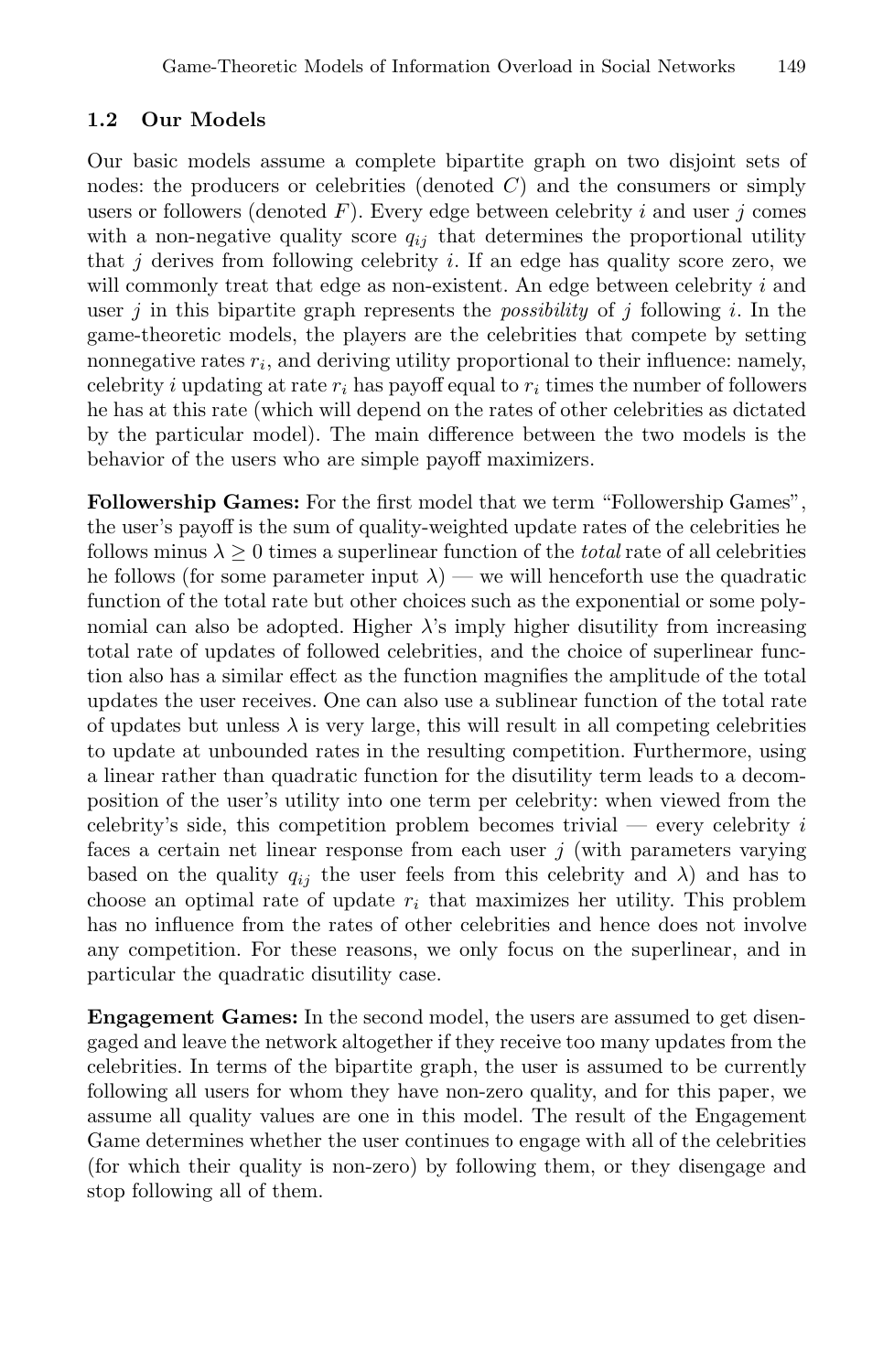### 1.2 Our Models

Our basic models assume a complete bipartite graph on two disjoint sets of nodes: the producers or celebrities (denoted $C$) and the consumers or simply users or followers (denoted $F$). Every edge between celebrity $i$ and user $j$ comes with a non-negative quality score $q_{ij}$ that determines the proportional utility that $j$ derives from following celebrity $i$. If an edge has quality score zero, we will commonly treat that edge as non-existent. An edge between celebrity $i$ and user $j$ in this bipartite graph represents the *possibility* of $j$ following $i$. In the game-theoretic models, the players are the celebrities that compete by setting nonnegative rates $r_i$, and deriving utility proportional to their influence: namely, celebrity $i$ updating at rate $r_i$ has payoff equal to $r_i$ times the number of followers he has at this rate (which will depend on the rates of other celebrities as dictated by the particular model). The main difference between the two models is the behavior of the users who are simple payoff maximizers.

**Followership Games:** For the first model that we term "Followership Games", the user's payoff is the sum of quality-weighted update rates of the celebrities he follows minus $\lambda \geq 0$ times a superlinear function of the *total* rate of all celebrities he follows (for some parameter input $\lambda$) — we will henceforth use the quadratic function of the total rate but other choices such as the exponential or some polynomial can also be adopted. Higher $\lambda$'s imply higher disutility from increasing total rate of updates of followed celebrities, and the choice of superlinear function also has a similar effect as the function magnifies the amplitude of the total updates the user receives. One can also use a sublinear function of the total rate of updates but unless $\lambda$ is very large, this will result in all competing celebrities to update at unbounded rates in the resulting competition. Furthermore, using a linear rather than quadratic function for the disutility term leads to a decomposition of the user's utility into one term per celebrity: when viewed from the celebrity's side, this competition problem becomes trivial — every celebrity $i$ faces a certain net linear response from each user $j$ (with parameters varying based on the quality $q_{ij}$ the user feels from this celebrity and $\lambda$) and has to choose an optimal rate of update $r_i$ that maximizes her utility. This problem has no influence from the rates of other celebrities and hence does not involve any competition. For these reasons, we only focus on the superlinear, and in particular the quadratic disutility case.

**Engagement Games:** In the second model, the users are assumed to get disengaged and leave the network altogether if they receive too many updates from the celebrities. In terms of the bipartite graph, the user is assumed to be currently following all users for whom they have non-zero quality, and for this paper, we assume all quality values are one in this model. The result of the Engagement Game determines whether the user continues to engage with all of the celebrities (for which their quality is non-zero) by following them, or they disengage and stop following all of them.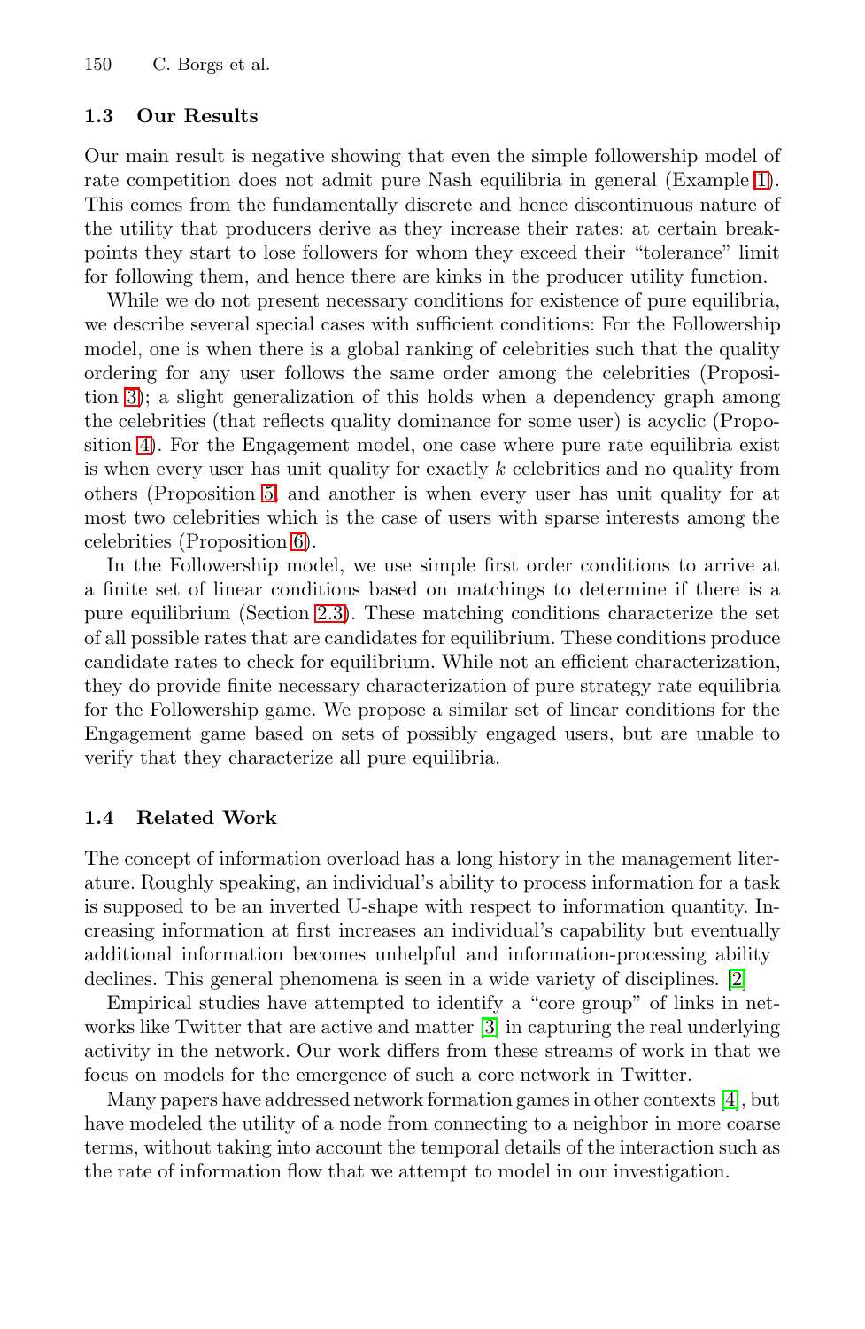### 1.3 Our Results

Our main result is negative showing that even the simple followership model of rate competition does not admit pure Nash equilibria in general (Example 1). This comes from the fundamentally discrete and hence discontinuous nature of the utility that producers derive as they increase their rates: at certain breakpoints they start to lose followers for whom they exceed their "tolerance" limit for following them, and hence there are kinks in the producer utility function.

While we do not present necessary conditions for existence of pure equilibria, we describe several special cases with sufficient conditions: For the Followership model, one is when there is a global ranking of celebrities such that the quality ordering for any user follows the same order among the celebrities (Proposition 3); a slight generalization of this holds when a dependency graph among the celebrities (that reflects quality dominance for some user) is acyclic (Proposition 4). For the Engagement model, one case where pure rate equilibria exist is when every user has unit quality for exactly $k$ celebrities and no quality from others (Proposition 5, and another is when every user has unit quality for at most two celebrities which is the case of users with sparse interests among the celebrities (Proposition 6).

In the Followership model, we use simple first order conditions to arrive at a finite set of linear conditions based on matchings to determine if there is a pure equilibrium (Section 2.3). These matching conditions characterize the set of all possible rates that are candidates for equilibrium. These conditions produce candidate rates to check for equilibrium. While not an efficient characterization, they do provide finite necessary characterization of pure strategy rate equilibria for the Followership game. We propose a similar set of linear conditions for the Engagement game based on sets of possibly engaged users, but are unable to verify that they characterize all pure equilibria.

### 1.4 Related Work

The concept of information overload has a long history in the management literature. Roughly speaking, an individual's ability to process information for a task is supposed to be an inverted U-shape with respect to information quantity. Increasing information at first increases an individual's capability but eventually additional information becomes unhelpful and information-processing ability declines. This general phenomena is seen in a wide variety of disciplines. [2]

Empirical studies have attempted to identify a "core group" of links in networks like Twitter that are active and matter [3] in capturing the real underlying activity in the network. Our work differs from these streams of work in that we focus on models for the emergence of such a core network in Twitter.

Many papers have addressed network formation games in other contexts [4], but have modeled the utility of a node from connecting to a neighbor in more coarse terms, without taking into account the temporal details of the interaction such as the rate of information flow that we attempt to model in our investigation.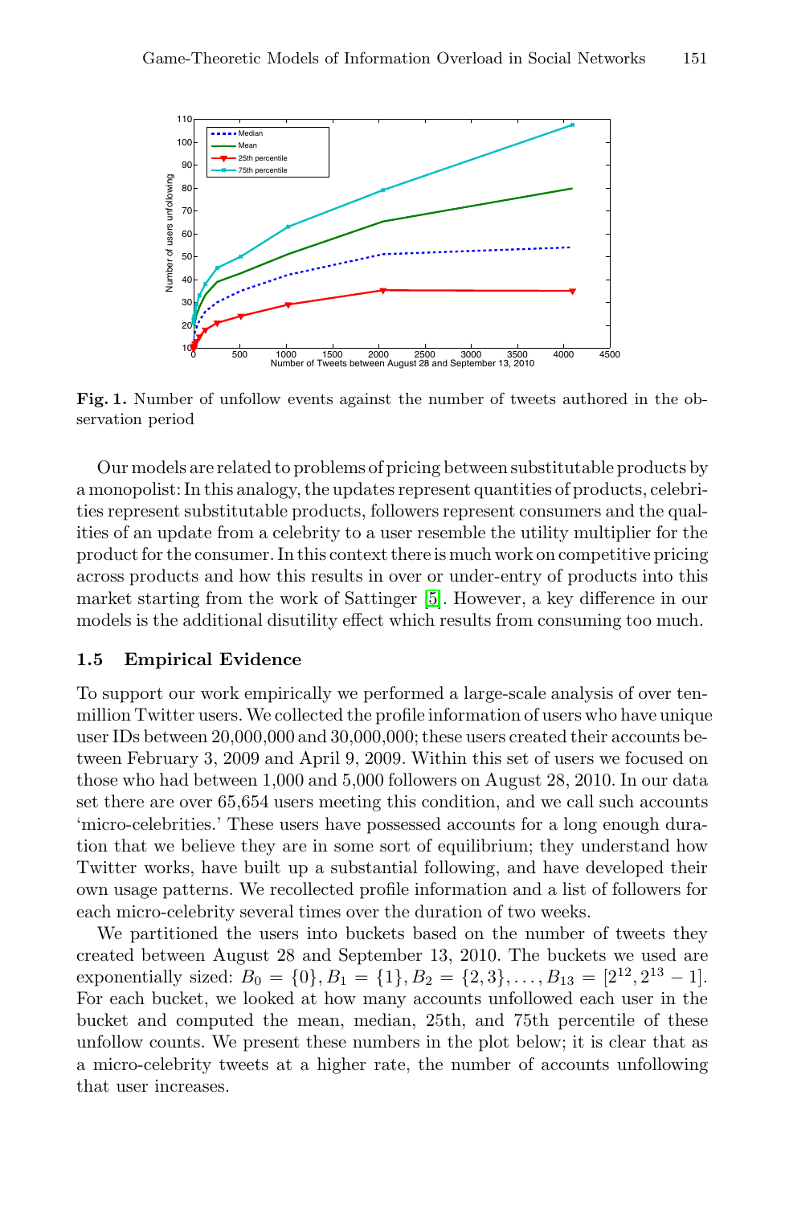**Fig. 1.** Number of unfollow events against the number of tweets authored in the observation period

Our models are related to problems of pricing between substitutable products by a monopolist: In this analogy, the updates represent quantities of products, celebrities represent substitutable products, followers represent consumers and the qualities of an update from a celebrity to a user resemble the utility multiplier for the product for the consumer. In this context there is much work on competitive pricing across products and how this results in over or under-entry of products into this market starting from the work of Sattinger [5]. However, a key difference in our models is the additional disutility effect which results from consuming too much.

### 1.5 Empirical Evidence

To support our work empirically we performed a large-scale analysis of over ten-million Twitter users. We collected the profile information of users who have unique user IDs between 20,000,000 and 30,000,000; these users created their accounts between February 3, 2009 and April 9, 2009. Within this set of users we focused on those who had between 1,000 and 5,000 followers on August 28, 2010. In our data set there are over 65,654 users meeting this condition, and we call such accounts 'micro-celebrities.' These users have possessed accounts for a long enough duration that we believe they are in some sort of equilibrium; they understand how Twitter works, have built up a substantial following, and have developed their own usage patterns. We recollected profile information and a list of followers for each micro-celebrity several times over the duration of two weeks.

We partitioned the users into buckets based on the number of tweets they created between August 28 and September 13, 2010. The buckets we used are exponentially sized: $B_0 = \{0\}, B_1 = \{1\}, B_2 = \{2, 3\}, \ldots, B_{13} = [2^{12}, 2^{13} - 1]$. For each bucket, we looked at how many accounts unfollowed each user in the bucket and computed the mean, median, 25th, and 75th percentile of these unfollow counts. We present these numbers in the plot below; it is clear that as a micro-celebrity tweets at a higher rate, the number of accounts unfollowing that user increases.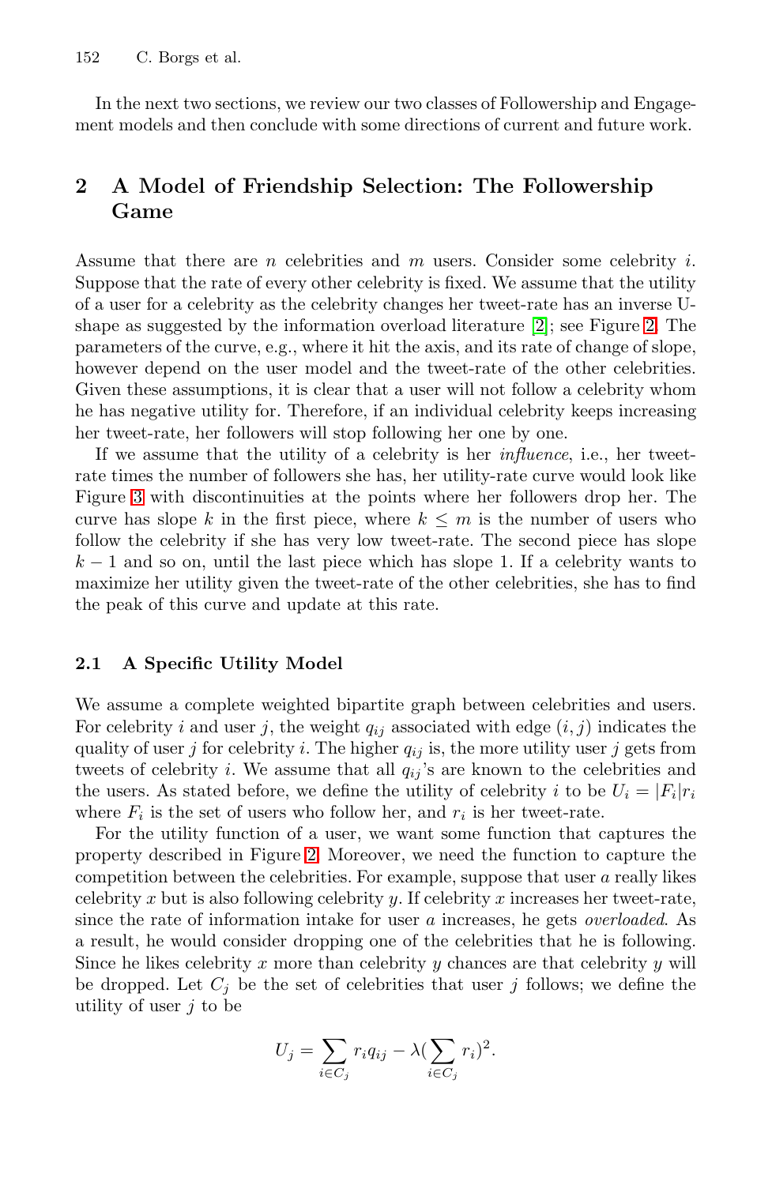In the next two sections, we review our two classes of Followership and Engagement models and then conclude with some directions of current and future work.

## 2 A Model of Friendship Selection: The Followership Game

Assume that there are $n$ celebrities and $m$ users. Consider some celebrity $i$. Suppose that the rate of every other celebrity is fixed. We assume that the utility of a user for a celebrity as the celebrity changes her tweet-rate has an inverse U-shape as suggested by the information overload literature [2]; see Figure 2. The parameters of the curve, e.g., where it hit the axis, and its rate of change of slope, however depend on the user model and the tweet-rate of the other celebrities. Given these assumptions, it is clear that a user will not follow a celebrity whom he has negative utility for. Therefore, if an individual celebrity keeps increasing her tweet-rate, her followers will stop following her one by one.

If we assume that the utility of a celebrity is her *influence*, i.e., her tweet-rate times the number of followers she has, her utility-rate curve would look like Figure 3 with discontinuities at the points where her followers drop her. The curve has slope $k$ in the first piece, where $k \leq m$ is the number of users who follow the celebrity if she has very low tweet-rate. The second piece has slope $k-1$ and so on, until the last piece which has slope 1. If a celebrity wants to maximize her utility given the tweet-rate of the other celebrities, she has to find the peak of this curve and update at this rate.

### 2.1 A Specific Utility Model

We assume a complete weighted bipartite graph between celebrities and users. For celebrity $i$ and user $j$, the weight $q_{ij}$ associated with edge $(i, j)$ indicates the quality of user $j$ for celebrity $i$. The higher $q_{ij}$ is, the more utility user $j$ gets from tweets of celebrity $i$. We assume that all $q_{ij}$'s are known to the celebrities and the users. As stated before, we define the utility of celebrity $i$ to be $U_i = |F_i| r_i$ where $F_i$ is the set of users who follow her, and $r_i$ is her tweet-rate.

For the utility function of a user, we want some function that captures the property described in Figure 2. Moreover, we need the function to capture the competition between the celebrities. For example, suppose that user $a$ really likes celebrity $x$ but is also following celebrity $y$. If celebrity $x$ increases her tweet-rate, since the rate of information intake for user $a$ increases, he gets *overloaded*. As a result, he would consider dropping one of the celebrities that he is following. Since he likes celebrity $x$ more than celebrity $y$ chances are that celebrity $y$ will be dropped. Let $C_j$ be the set of celebrities that user $j$ follows; we define the utility of user $j$ to be

$$U_j = \sum_{i \in C_j} r_i q_{ij} - \lambda (\sum_{i \in C_j} r_i)^2.$$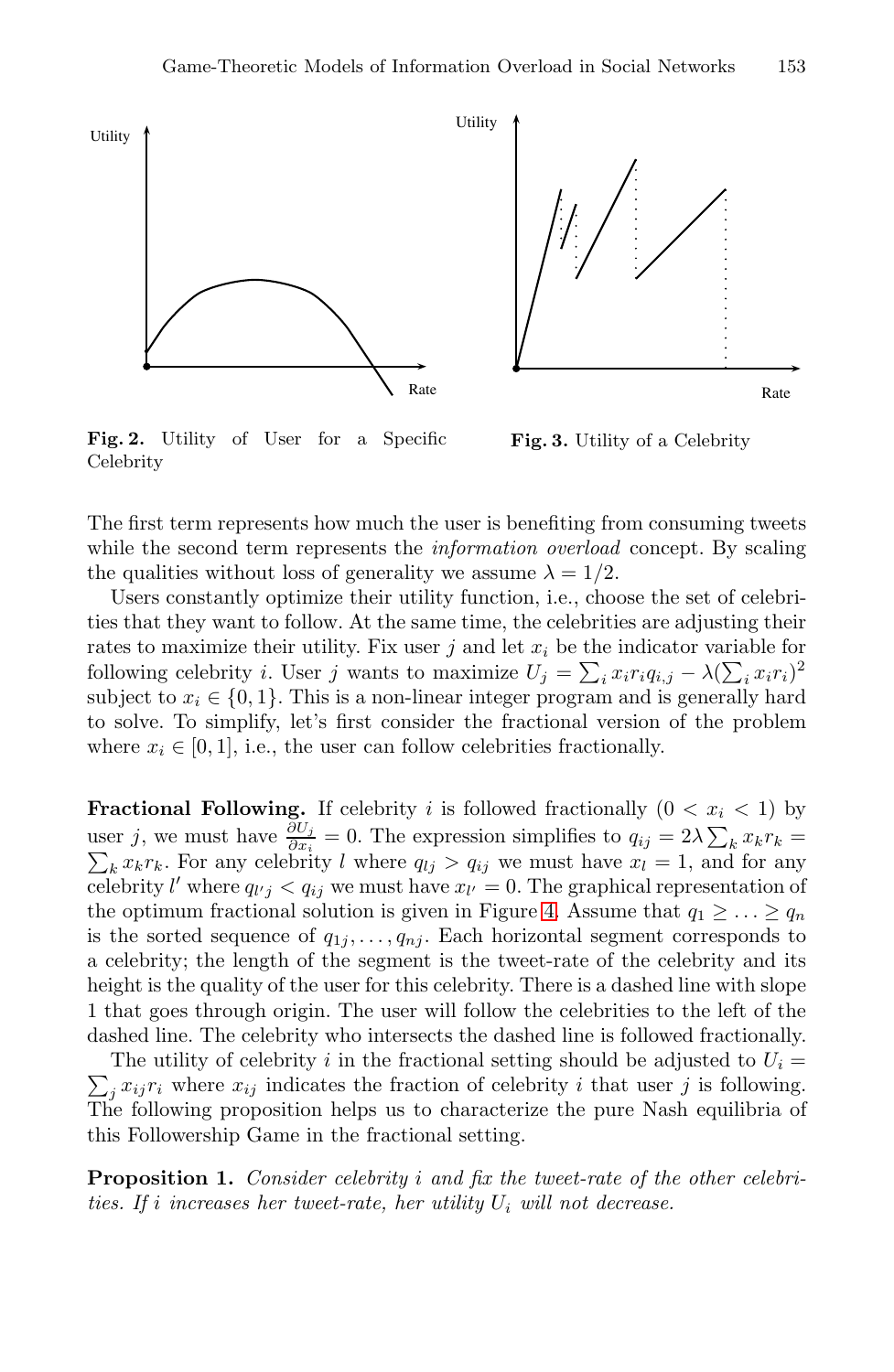**Fig. 2.** Utility of User for a Specific Celebrity

**Fig. 3.** Utility of a Celebrity

The first term represents how much the user is benefiting from consuming tweets while the second term represents the *information overload* concept. By scaling the qualities without loss of generality we assume $\lambda = 1/2$.

Users constantly optimize their utility function, i.e., choose the set of celebrities that they want to follow. At the same time, the celebrities are adjusting their rates to maximize their utility. Fix user $j$ and let $x_i$ be the indicator variable for following celebrity $i$. User $j$ wants to maximize $U_j = \sum_i x_i r_i q_{i,j} - \lambda(\sum_i x_i r_i)^2$ subject to $x_i \in \{0, 1\}$. This is a non-linear integer program and is generally hard to solve. To simplify, let's first consider the fractional version of the problem where $x_i \in [0, 1]$, i.e., the user can follow celebrities fractionally.

**Fractional Following.** If celebrity $i$ is followed fractionally ($0 < x_i < 1$) by user $j$, we must have $\frac{\partial U_j}{\partial x_i} = 0$. The expression simplifies to $q_{ij} = 2\lambda \sum_k x_k r_k = \sum_k x_k r_k$. For any celebrity $l$ where $q_{lj} > q_{ij}$ we must have $x_l = 1$, and for any celebrity $l'$ where $q_{l'j} < q_{ij}$ we must have $x_{l'} = 0$. The graphical representation of the optimum fractional solution is given in Figure 4. Assume that $q_1 \geq \ldots \geq q_n$ is the sorted sequence of $q_{1j}, \ldots, q_{nj}$. Each horizontal segment corresponds to a celebrity; the length of the segment is the tweet-rate of the celebrity and its height is the quality of the user for this celebrity. There is a dashed line with slope 1 that goes through origin. The user will follow the celebrities to the left of the dashed line. The celebrity who intersects the dashed line is followed fractionally.

The utility of celebrity $i$ in the fractional setting should be adjusted to $U_i = \sum_j x_{ij} r_i$ where $x_{ij}$ indicates the fraction of celebrity $i$ that user $j$ is following. The following proposition helps us to characterize the pure Nash equilibria of this Followership Game in the fractional setting.

**Proposition 1.** *Consider celebrity $i$ and fix the tweet-rate of the other celebrities. If $i$ increases her tweet-rate, her utility $U_i$ will not decrease.*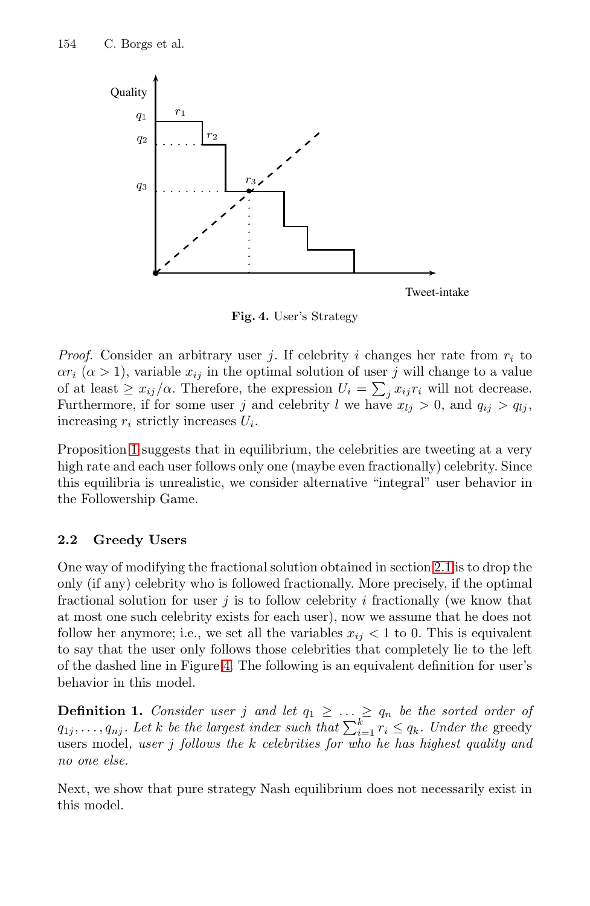Fig. 4. User's Strategy

*Proof.* Consider an arbitrary user $j$. If celebrity $i$ changes her rate from $r_i$ to $\alpha r_i$ ($\alpha > 1$), variable $x_{ij}$ in the optimal solution of user $j$ will change to a value of at least $\geq x_{ij}/\alpha$. Therefore, the expression $U_i = \sum_j x_{ij} r_i$ will not decrease. Furthermore, if for some user $j$ and celebrity $l$ we have $x_{lj} > 0$, and $q_{ij} > q_{lj}$, increasing $r_i$ strictly increases $U_i$.

Proposition 1 suggests that in equilibrium, the celebrities are tweeting at a very high rate and each user follows only one (maybe even fractionally) celebrity. Since this equilibria is unrealistic, we consider alternative "integral" user behavior in the Followership Game.

### 2.2 Greedy Users

One way of modifying the fractional solution obtained in section 2.1 is to drop the only (if any) celebrity who is followed fractionally. More precisely, if the optimal fractional solution for user $j$ is to follow celebrity $i$ fractionally (we know that at most one such celebrity exists for each user), now we assume that he does not follow her anymore; i.e., we set all the variables $x_{ij} < 1$ to 0. This is equivalent to say that the user only follows those celebrities that completely lie to the left of the dashed line in Figure 4. The following is an equivalent definition for user's behavior in this model.

**Definition 1.** *Consider user $j$ and let $q_1 \geq \ldots \geq q_n$ be the sorted order of $q_{1j}, \ldots, q_{nj}$. Let $k$ be the largest index such that $\sum_{i=1}^{k} r_i \leq q_k$. Under the* greedy users model*, user $j$ follows the $k$ celebrities for who he has highest quality and no one else.*

Next, we show that pure strategy Nash equilibrium does not necessarily exist in this model.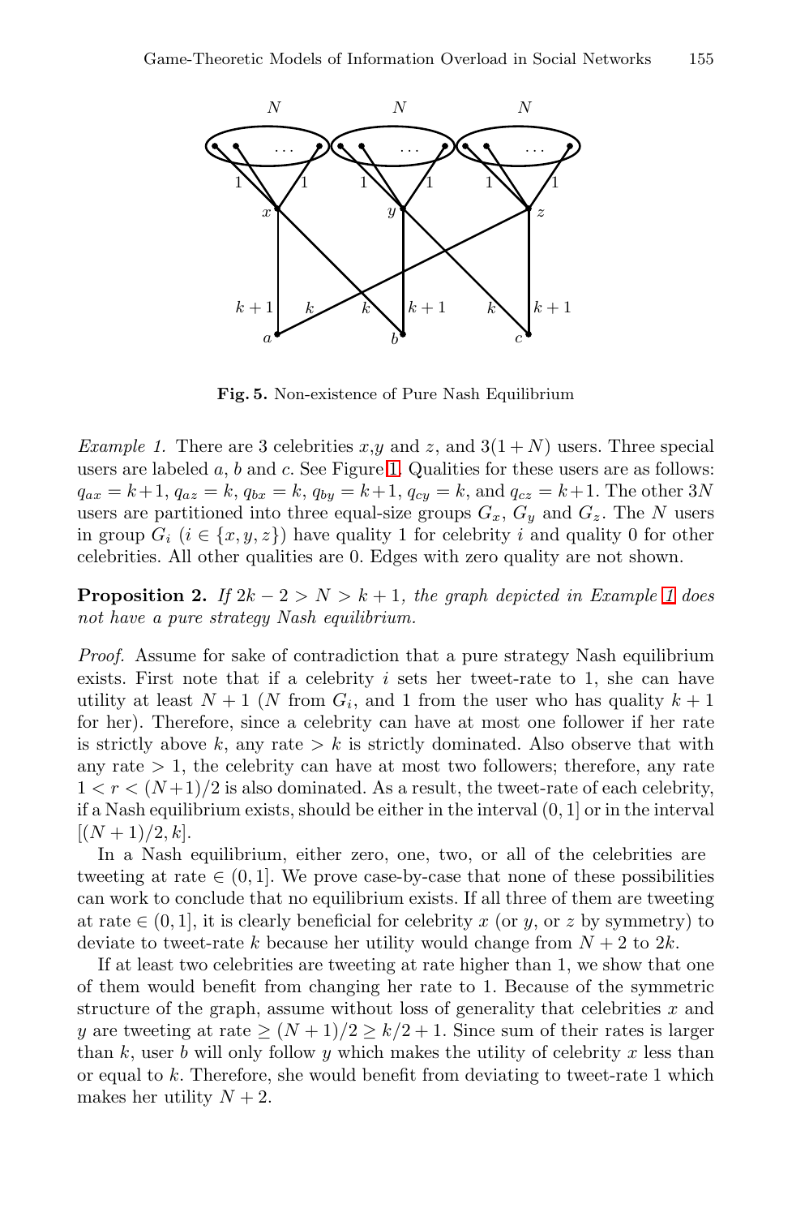**Fig. 5.** Non-existence of Pure Nash Equilibrium

*Example 1.* There are 3 celebrities $x$,$y$ and $z$, and $3(1+N)$ users. Three special users are labeled $a$, $b$ and $c$. See Figure 1. Qualities for these users are as follows: $q_{ax} = k+1$, $q_{az} = k$, $q_{bx} = k$, $q_{by} = k+1$, $q_{cy} = k$, and $q_{cz} = k+1$. The other $3N$ users are partitioned into three equal-size groups $G_x$, $G_y$ and $G_z$. The $N$ users in group $G_i$ ($i \in \{x, y, z\}$) have quality 1 for celebrity $i$ and quality 0 for other celebrities. All other qualities are 0. Edges with zero quality are not shown.

**Proposition 2.** *If $2k - 2 > N > k + 1$, the graph depicted in Example 1 does not have a pure strategy Nash equilibrium.*

*Proof.* Assume for sake of contradiction that a pure strategy Nash equilibrium exists. First note that if a celebrity $i$ sets her tweet-rate to 1, she can have utility at least $N + 1$ ($N$ from $G_i$, and 1 from the user who has quality $k + 1$ for her). Therefore, since a celebrity can have at most one follower if her rate is strictly above $k$, any rate $> k$ is strictly dominated. Also observe that with any rate $> 1$, the celebrity can have at most two followers; therefore, any rate $1 < r < (N+1)/2$ is also dominated. As a result, the tweet-rate of each celebrity, if a Nash equilibrium exists, should be either in the interval $(0, 1]$ or in the interval $[(N + 1)/2, k]$.

In a Nash equilibrium, either zero, one, two, or all of the celebrities are tweeting at rate $\in (0, 1]$. We prove case-by-case that none of these possibilities can work to conclude that no equilibrium exists. If all three of them are tweeting at rate $\in (0, 1]$, it is clearly beneficial for celebrity $x$ (or $y$, or $z$ by symmetry) to deviate to tweet-rate $k$ because her utility would change from $N + 2$ to $2k$.

If at least two celebrities are tweeting at rate higher than 1, we show that one of them would benefit from changing her rate to 1. Because of the symmetric structure of the graph, assume without loss of generality that celebrities $x$ and $y$ are tweeting at rate $\geq (N + 1)/2 \geq k/2 + 1$. Since sum of their rates is larger than $k$, user $b$ will only follow $y$ which makes the utility of celebrity $x$ less than or equal to $k$. Therefore, she would benefit from deviating to tweet-rate 1 which makes her utility $N + 2$.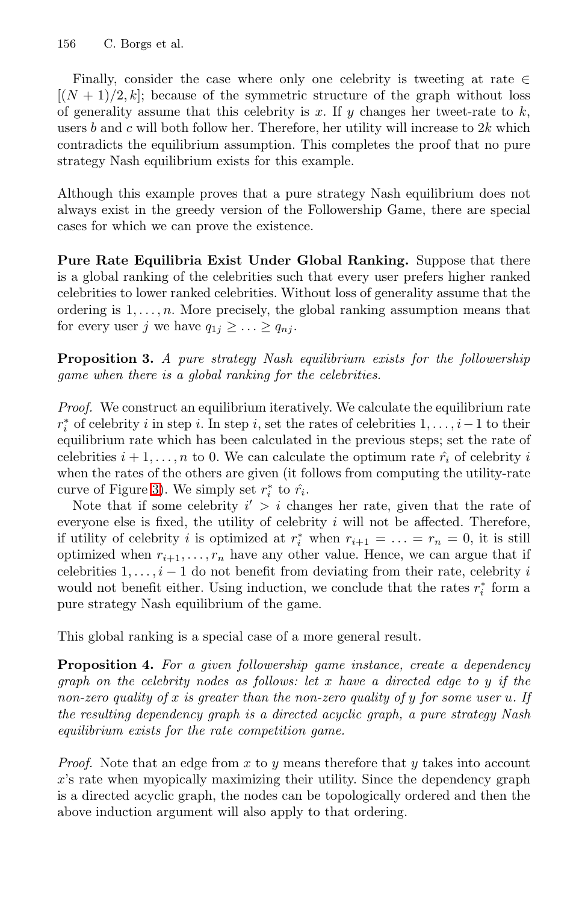Finally, consider the case where only one celebrity is tweeting at rate $\in [(N+1)/2, k]$; because of the symmetric structure of the graph without loss of generality assume that this celebrity is $x$. If $y$ changes her tweet-rate to $k$, users $b$ and $c$ will both follow her. Therefore, her utility will increase to $2k$ which contradicts the equilibrium assumption. This completes the proof that no pure strategy Nash equilibrium exists for this example.

Although this example proves that a pure strategy Nash equilibrium does not always exist in the greedy version of the Followership Game, there are special cases for which we can prove the existence.

**Pure Rate Equilibria Exist Under Global Ranking.** Suppose that there is a global ranking of the celebrities such that every user prefers higher ranked celebrities to lower ranked celebrities. Without loss of generality assume that the ordering is $1, \ldots, n$. More precisely, the global ranking assumption means that for every user $j$ we have $q_{1j} \geq \ldots \geq q_{nj}$.

**Proposition 3.** *A pure strategy Nash equilibrium exists for the followership game when there is a global ranking for the celebrities.*

*Proof.* We construct an equilibrium iteratively. We calculate the equilibrium rate $r_i^*$ of celebrity $i$ in step $i$. In step $i$, set the rates of celebrities $1, \ldots, i-1$ to their equilibrium rate which has been calculated in the previous steps; set the rate of celebrities $i+1, \ldots, n$ to 0. We can calculate the optimum rate $\hat{r}_i$ of celebrity $i$ when the rates of the others are given (it follows from computing the utility-rate curve of Figure 3). We simply set $r_i^*$ to $\hat{r}_i$.

Note that if some celebrity $i' > i$ changes her rate, given that the rate of everyone else is fixed, the utility of celebrity $i$ will not be affected. Therefore, if utility of celebrity $i$ is optimized at $r_i^*$ when $r_{i+1} = \ldots = r_n = 0$, it is still optimized when $r_{i+1}, \ldots, r_n$ have any other value. Hence, we can argue that if celebrities $1, \ldots, i-1$ do not benefit from deviating from their rate, celebrity $i$ would not benefit either. Using induction, we conclude that the rates $r_i^*$ form a pure strategy Nash equilibrium of the game.

This global ranking is a special case of a more general result.

**Proposition 4.** *For a given followership game instance, create a dependency graph on the celebrity nodes as follows: let $x$ have a directed edge to $y$ if the non-zero quality of $x$ is greater than the non-zero quality of $y$ for some user $u$. If the resulting dependency graph is a directed acyclic graph, a pure strategy Nash equilibrium exists for the rate competition game.*

*Proof.* Note that an edge from $x$ to $y$ means therefore that $y$ takes into account $x$'s rate when myopically maximizing their utility. Since the dependency graph is a directed acyclic graph, the nodes can be topologically ordered and then the above induction argument will also apply to that ordering.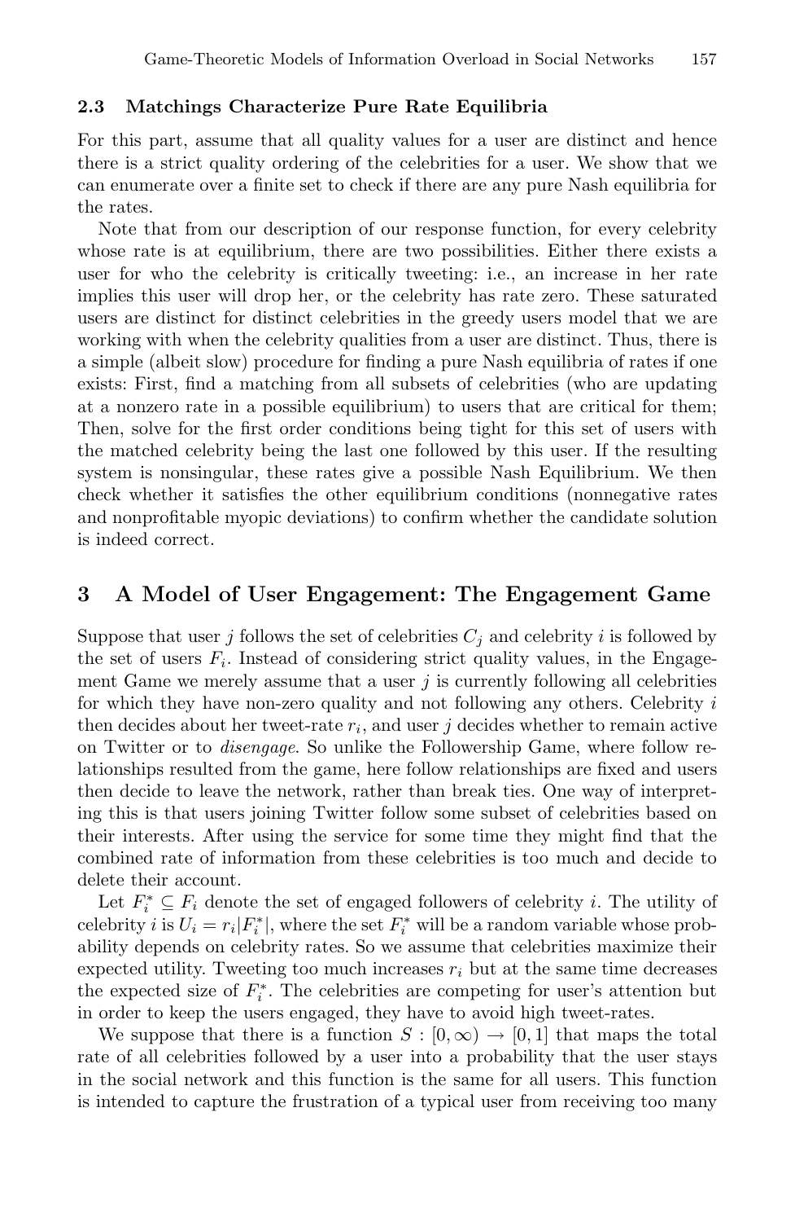### 2.3 Matchings Characterize Pure Rate Equilibria

For this part, assume that all quality values for a user are distinct and hence there is a strict quality ordering of the celebrities for a user. We show that we can enumerate over a finite set to check if there are any pure Nash equilibria for the rates.

Note that from our description of our response function, for every celebrity whose rate is at equilibrium, there are two possibilities. Either there exists a user for who the celebrity is critically tweeting: i.e., an increase in her rate implies this user will drop her, or the celebrity has rate zero. These saturated users are distinct for distinct celebrities in the greedy users model that we are working with when the celebrity qualities from a user are distinct. Thus, there is a simple (albeit slow) procedure for finding a pure Nash equilibria of rates if one exists: First, find a matching from all subsets of celebrities (who are updating at a nonzero rate in a possible equilibrium) to users that are critical for them; Then, solve for the first order conditions being tight for this set of users with the matched celebrity being the last one followed by this user. If the resulting system is nonsingular, these rates give a possible Nash Equilibrium. We then check whether it satisfies the other equilibrium conditions (nonnegative rates and nonprofitable myopic deviations) to confirm whether the candidate solution is indeed correct.

## 3 A Model of User Engagement: The Engagement Game

Suppose that user $j$ follows the set of celebrities $C_j$ and celebrity $i$ is followed by the set of users $F_i$. Instead of considering strict quality values, in the Engagement Game we merely assume that a user $j$ is currently following all celebrities for which they have non-zero quality and not following any others. Celebrity $i$ then decides about her tweet-rate $r_i$, and user $j$ decides whether to remain active on Twitter or to *disengage*. So unlike the Followership Game, where follow relationships resulted from the game, here follow relationships are fixed and users then decide to leave the network, rather than break ties. One way of interpreting this is that users joining Twitter follow some subset of celebrities based on their interests. After using the service for some time they might find that the combined rate of information from these celebrities is too much and decide to delete their account.

Let $F_i^* \subseteq F_i$ denote the set of engaged followers of celebrity $i$. The utility of celebrity $i$ is $U_i = r_i|F_i^*|$, where the set $F_i^*$ will be a random variable whose probability depends on celebrity rates. So we assume that celebrities maximize their expected utility. Tweeting too much increases $r_i$ but at the same time decreases the expected size of $F_i^*$. The celebrities are competing for user's attention but in order to keep the users engaged, they have to avoid high tweet-rates.

We suppose that there is a function $S : [0, \infty) \to [0, 1]$ that maps the total rate of all celebrities followed by a user into a probability that the user stays in the social network and this function is the same for all users. This function is intended to capture the frustration of a typical user from receiving too many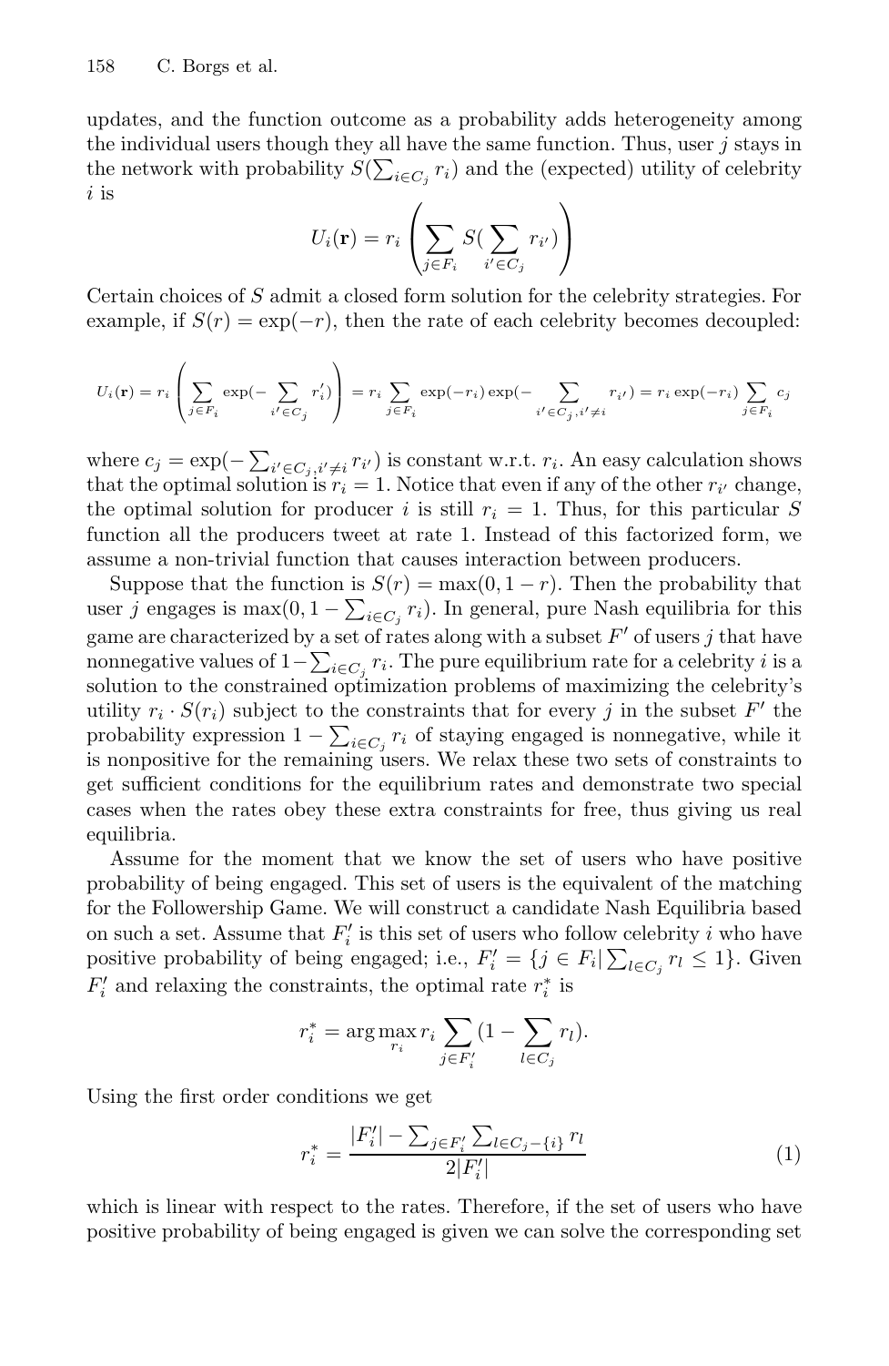updates, and the function outcome as a probability adds heterogeneity among the individual users though they all have the same function. Thus, user $j$ stays in the network with probability $S(\sum_{i\in C_j} r_i)$ and the (expected) utility of celebrity $i$ is

$$U_i(\mathbf{r}) = r_i \left( \sum_{j\in F_i} S(\sum_{i'\in C_j} r_{i'}) \right)$$

Certain choices of $S$ admit a closed form solution for the celebrity strategies. For example, if $S(r) = \exp(-r)$, then the rate of each celebrity becomes decoupled:

$$U_i(\mathbf{r}) = r_i \left( \sum_{j\in F_i} \exp(-\sum_{i'\in C_j} r_i') \right) = r_i \sum_{j\in F_i} \exp(-r_i) \exp(-\sum_{i'\in C_j, i'\neq i} r_{i'}) = r_i \exp(-r_i) \sum_{j\in F_i} c_j$$

where $c_j = \exp(-\sum_{i'\in C_j, i'\neq i} r_{i'})$ is constant w.r.t. $r_i$. An easy calculation shows that the optimal solution is $r_i = 1$. Notice that even if any of the other $r_{i'}$ change, the optimal solution for producer $i$ is still $r_i = 1$. Thus, for this particular $S$ function all the producers tweet at rate 1. Instead of this factorized form, we assume a non-trivial function that causes interaction between producers.

Suppose that the function is $S(r) = \max(0, 1-r)$. Then the probability that user $j$ engages is $\max(0, 1-\sum_{i\in C_j} r_i)$. In general, pure Nash equilibria for this game are characterized by a set of rates along with a subset $F'$ of users $j$ that have nonnegative values of $1-\sum_{i\in C_j} r_i$. The pure equilibrium rate for a celebrity $i$ is a solution to the constrained optimization problems of maximizing the celebrity's utility $r_i \cdot S(r_i)$ subject to the constraints that for every $j$ in the subset $F'$ the probability expression $1-\sum_{i\in C_j} r_i$ of staying engaged is nonnegative, while it is nonpositive for the remaining users. We relax these two sets of constraints to get sufficient conditions for the equilibrium rates and demonstrate two special cases when the rates obey these extra constraints for free, thus giving us real equilibria.

Assume for the moment that we know the set of users who have positive probability of being engaged. This set of users is the equivalent of the matching for the Followership Game. We will construct a candidate Nash Equilibria based on such a set. Assume that $F_i'$ is this set of users who follow celebrity $i$ who have positive probability of being engaged; i.e., $F_i' = \{j \in F_i | \sum_{l\in C_j} r_l \leq 1\}$. Given $F_i'$ and relaxing the constraints, the optimal rate $r_i^*$ is

$$r_i^* = \arg\max_{r_i} r_i \sum_{j\in F_i'} (1 - \sum_{l\in C_j} r_l).$$

Using the first order conditions we get

$$r_i^* = \frac{|F_i'| - \sum_{j\in F_i'} \sum_{l\in C_j - \{i\}} r_l}{2|F_i'|} \tag{1}$$

which is linear with respect to the rates. Therefore, if the set of users who have positive probability of being engaged is given we can solve the corresponding set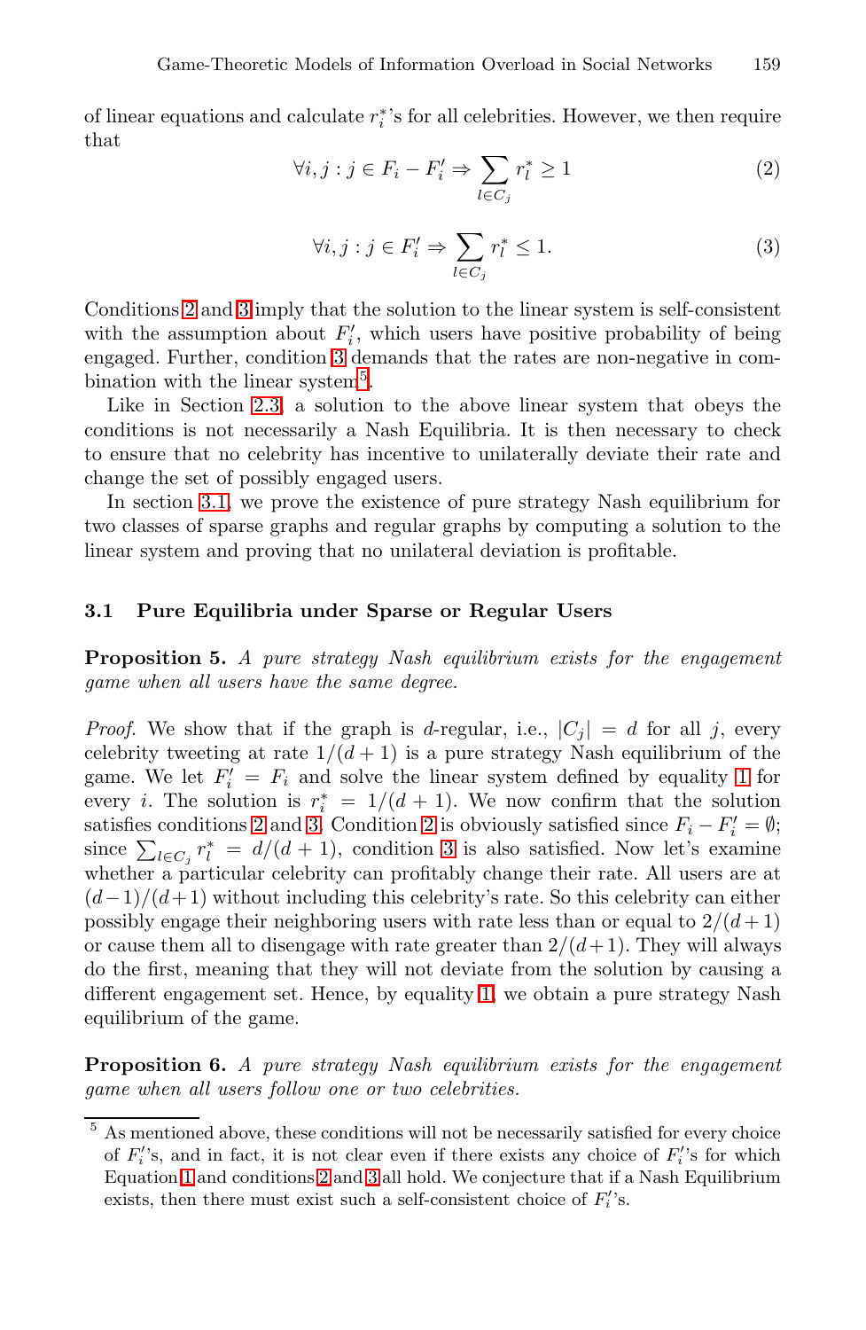of linear equations and calculate $r_i^*$'s for all celebrities. However, we then require that

$$\forall i, j : j \in F_i - F'_i \Rightarrow \sum_{l \in C_j} r_l^* \geq 1 \tag{2}$$

$$\forall i, j : j \in F'_i \Rightarrow \sum_{l \in C_j} r_l^* \leq 1. \tag{3}$$

Conditions 2 and 3 imply that the solution to the linear system is self-consistent with the assumption about $F'_i$, which users have positive probability of being engaged. Further, condition 3 demands that the rates are non-negative in combination with the linear system[5].

Like in Section 2.3, a solution to the above linear system that obeys the conditions is not necessarily a Nash Equilibria. It is then necessary to check to ensure that no celebrity has incentive to unilaterally deviate their rate and change the set of possibly engaged users.

In section 3.1, we prove the existence of pure strategy Nash equilibrium for two classes of sparse graphs and regular graphs by computing a solution to the linear system and proving that no unilateral deviation is profitable.

### 3.1 Pure Equilibria under Sparse or Regular Users

**Proposition 5.** *A pure strategy Nash equilibrium exists for the engagement game when all users have the same degree.*

*Proof.* We show that if the graph is $d$-regular, i.e., $|C_j| = d$ for all $j$, every celebrity tweeting at rate $1/(d+1)$ is a pure strategy Nash equilibrium of the game. We let $F'_i = F_i$ and solve the linear system defined by equality 1 for every $i$. The solution is $r_i^* = 1/(d+1)$. We now confirm that the solution satisfies conditions 2 and 3. Condition 2 is obviously satisfied since $F_i - F'_i = \emptyset$; since $\sum_{l \in C_j} r_l^* = d/(d+1)$, condition 3 is also satisfied. Now let's examine whether a particular celebrity can profitably change their rate. All users are at $(d-1)/(d+1)$ without including this celebrity's rate. So this celebrity can either possibly engage their neighboring users with rate less than or equal to $2/(d+1)$ or cause them all to disengage with rate greater than $2/(d+1)$. They will always do the first, meaning that they will not deviate from the solution by causing a different engagement set. Hence, by equality 1, we obtain a pure strategy Nash equilibrium of the game.

**Proposition 6.** *A pure strategy Nash equilibrium exists for the engagement game when all users follow one or two celebrities.*

---

[5] As mentioned above, these conditions will not be necessarily satisfied for every choice of $F'_i$'s, and in fact, it is not clear even if there exists any choice of $F'_i$'s for which Equation 1 and conditions 2 and 3 all hold. We conjecture that if a Nash Equilibrium exists, then there must exist such a self-consistent choice of $F'_i$'s.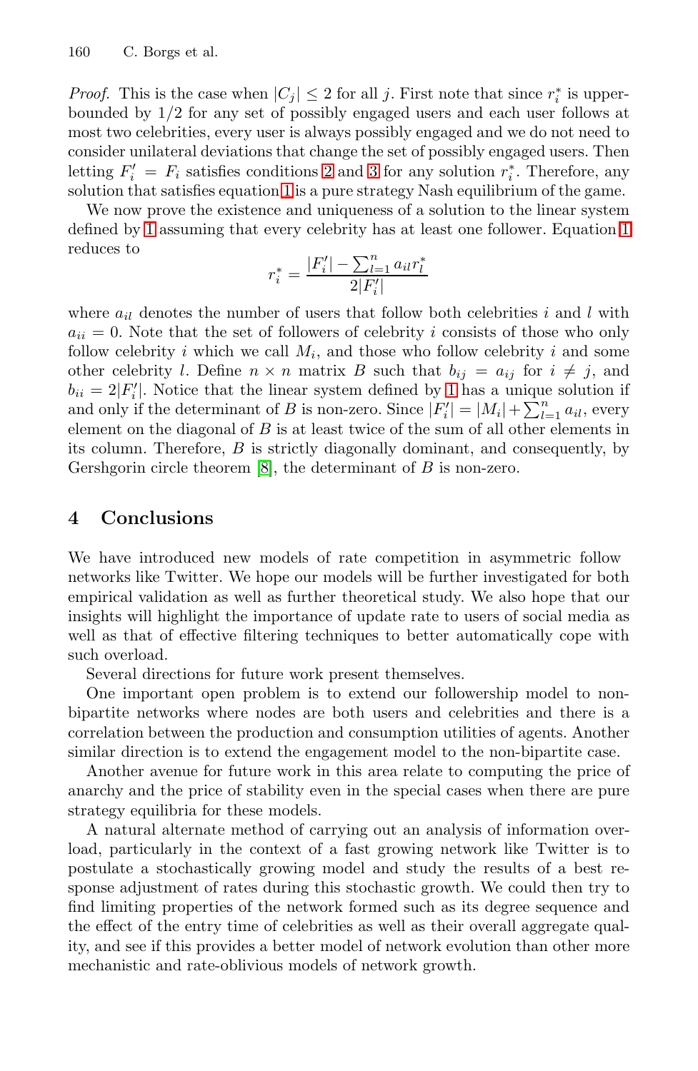*Proof.* This is the case when $|C_j| \leq 2$ for all $j$. First note that since $r_i^*$ is upper-bounded by $1/2$ for any set of possibly engaged users and each user follows at most two celebrities, every user is always possibly engaged and we do not need to consider unilateral deviations that change the set of possibly engaged users. Then letting $F_i' = F_i$ satisfies conditions 2 and 3 for any solution $r_i^*$. Therefore, any solution that satisfies equation 1 is a pure strategy Nash equilibrium of the game.

We now prove the existence and uniqueness of a solution to the linear system defined by 1 assuming that every celebrity has at least one follower. Equation 1 reduces to

$$r_i^* = \frac{|F_i'| - \sum_{l=1}^{n} a_{il} r_l^*}{2|F_i'|}$$

where $a_{il}$ denotes the number of users that follow both celebrities $i$ and $l$ with $a_{ii} = 0$. Note that the set of followers of celebrity $i$ consists of those who only follow celebrity $i$ which we call $M_i$, and those who follow celebrity $i$ and some other celebrity $l$. Define $n \times n$ matrix $B$ such that $b_{ij} = a_{ij}$ for $i \neq j$, and $b_{ii} = 2|F_i'|$. Notice that the linear system defined by 1 has a unique solution if and only if the determinant of $B$ is non-zero. Since $|F_i'| = |M_i| + \sum_{l=1}^{n} a_{il}$, every element on the diagonal of $B$ is at least twice of the sum of all other elements in its column. Therefore, $B$ is strictly diagonally dominant, and consequently, by Gershgorin circle theorem [8], the determinant of $B$ is non-zero.

## 4 Conclusions

We have introduced new models of rate competition in asymmetric follow networks like Twitter. We hope our models will be further investigated for both empirical validation as well as further theoretical study. We also hope that our insights will highlight the importance of update rate to users of social media as well as that of effective filtering techniques to better automatically cope with such overload.

Several directions for future work present themselves.

One important open problem is to extend our followership model to non-bipartite networks where nodes are both users and celebrities and there is a correlation between the production and consumption utilities of agents. Another similar direction is to extend the engagement model to the non-bipartite case.

Another avenue for future work in this area relate to computing the price of anarchy and the price of stability even in the special cases when there are pure strategy equilibria for these models.

A natural alternate method of carrying out an analysis of information overload, particularly in the context of a fast growing network like Twitter is to postulate a stochastically growing model and study the results of a best response adjustment of rates during this stochastic growth. We could then try to find limiting properties of the network formed such as its degree sequence and the effect of the entry time of celebrities as well as their overall aggregate quality, and see if this provides a better model of network evolution than other more mechanistic and rate-oblivious models of network growth.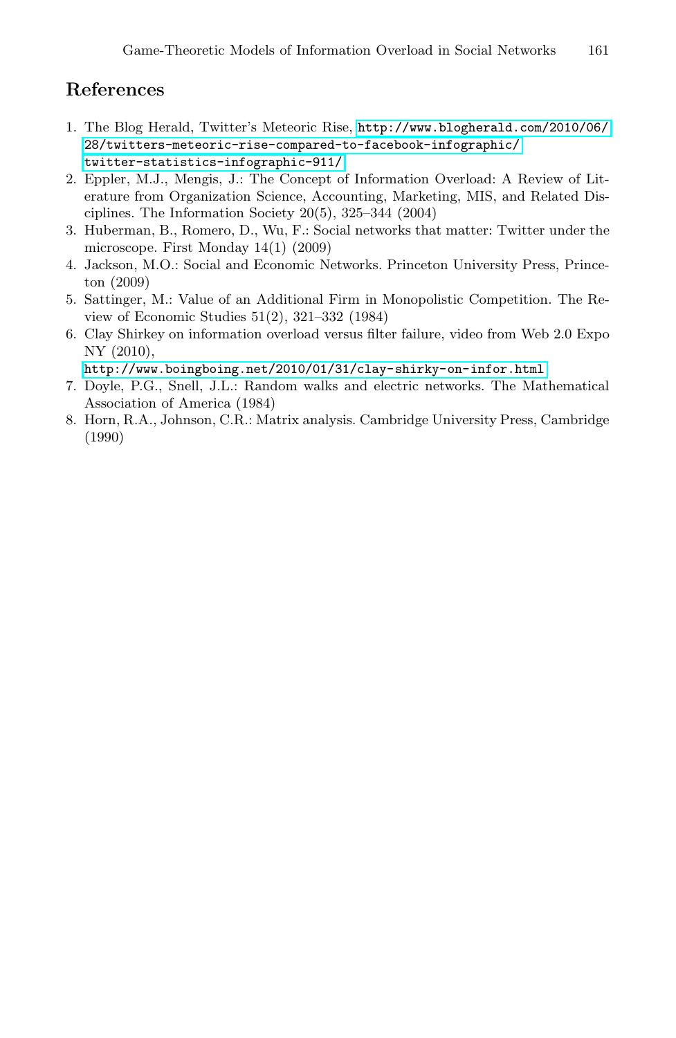## References

1. The Blog Herald, Twitter's Meteoric Rise, http://www.blogherald.com/2010/06/28/twitters-meteoric-rise-compared-to-facebook-infographic/twitter-statistics-infographic-911/
2. Eppler, M.J., Mengis, J.: The Concept of Information Overload: A Review of Literature from Organization Science, Accounting, Marketing, MIS, and Related Disciplines. The Information Society 20(5), 325–344 (2004)
3. Huberman, B., Romero, D., Wu, F.: Social networks that matter: Twitter under the microscope. First Monday 14(1) (2009)
4. Jackson, M.O.: Social and Economic Networks. Princeton University Press, Princeton (2009)
5. Sattinger, M.: Value of an Additional Firm in Monopolistic Competition. The Review of Economic Studies 51(2), 321–332 (1984)
6. Clay Shirkey on information overload versus filter failure, video from Web 2.0 Expo NY (2010), http://www.boingboing.net/2010/01/31/clay-shirky-on-infor.html
7. Doyle, P.G., Snell, J.L.: Random walks and electric networks. The Mathematical Association of America (1984)
8. Horn, R.A., Johnson, C.R.: Matrix analysis. Cambridge University Press, Cambridge (1990)